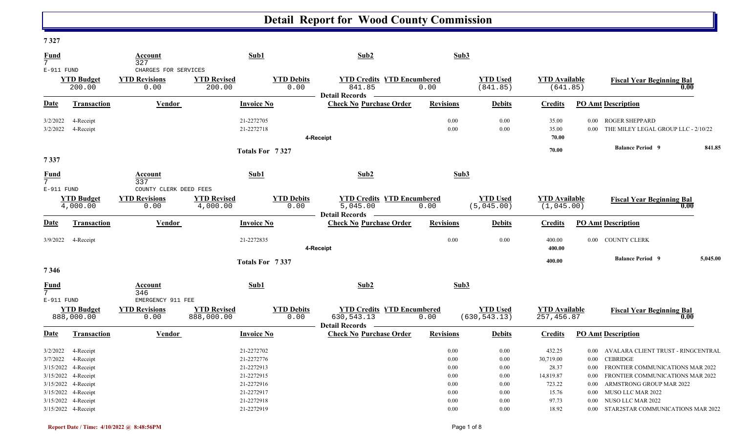# Detail Report for Wood County Commission

## 7 327

| Fund | Account | Sub1 | Sub2 | Sub3 |
|---|---|---|---|---|
| 7 | 327 | | | |
| E-911 FUND | CHARGES FOR SERVICES | | | |

| YTD Budget | YTD Revisions | YTD Revised | YTD Debits | YTD Credits | YTD Encumbered | YTD Used | YTD Available | Fiscal Year Beginning Bal |
|---|---|---|---|---|---|---|---|---|
| 200.00 | 0.00 | 200.00 | 0.00 | 841.85 | 0.00 | (841.85) | (641.85) | 0.00 |

**Detail Records**

| Date | Transaction | Vendor | Invoice No | Check No | Purchase Order | Revisions | Debits | Credits | PO Amt | Description |
|---|---|---|---|---|---|---|---|---|---|---|
| 3/2/2022 | 4-Receipt | | 21-2272705 | | | 0.00 | 0.00 | 35.00 | 0.00 | ROGER SHEPPARD |
| 3/2/2022 | 4-Receipt | | 21-2272718 | | | 0.00 | 0.00 | 35.00 | 0.00 | THE MILEY LEGAL GROUP LLC - 2/10/22 |
| | | | | 4-Receipt | | | | 70.00 | | |
| | | | Totals For 7 327 | | | | | 70.00 | | Balance Period 9 841.85 |

## 7 337

| Fund | Account | Sub1 | Sub2 | Sub3 |
|---|---|---|---|---|
| 7 | 337 | | | |
| E-911 FUND | COUNTY CLERK DEED FEES | | | |

| YTD Budget | YTD Revisions | YTD Revised | YTD Debits | YTD Credits | YTD Encumbered | YTD Used | YTD Available | Fiscal Year Beginning Bal |
|---|---|---|---|---|---|---|---|---|
| 4,000.00 | 0.00 | 4,000.00 | 0.00 | 5,045.00 | 0.00 | (5,045.00) | (1,045.00) | 0.00 |

**Detail Records**

| Date | Transaction | Vendor | Invoice No | Check No | Purchase Order | Revisions | Debits | Credits | PO Amt | Description |
|---|---|---|---|---|---|---|---|---|---|---|
| 3/9/2022 | 4-Receipt | | 21-2272835 | | | 0.00 | 0.00 | 400.00 | 0.00 | COUNTY CLERK |
| | | | | 4-Receipt | | | | 400.00 | | |
| | | | Totals For 7 337 | | | | | 400.00 | | Balance Period 9 5,045.00 |

## 7 346

| Fund | Account | Sub1 | Sub2 | Sub3 |
|---|---|---|---|---|
| 7 | 346 | | | |
| E-911 FUND | EMERGENCY 911 FEE | | | |

| YTD Budget | YTD Revisions | YTD Revised | YTD Debits | YTD Credits | YTD Encumbered | YTD Used | YTD Available | Fiscal Year Beginning Bal |
|---|---|---|---|---|---|---|---|---|
| 888,000.00 | 0.00 | 888,000.00 | 0.00 | 630,543.13 | 0.00 | (630,543.13) | 257,456.87 | 0.00 |

**Detail Records**

| Date | Transaction | Vendor | Invoice No | Check No | Purchase Order | Revisions | Debits | Credits | PO Amt | Description |
|---|---|---|---|---|---|---|---|---|---|---|
| 3/2/2022 | 4-Receipt | | 21-2272702 | | | 0.00 | 0.00 | 432.25 | 0.00 | AVALARA CLIENT TRUST - RINGCENTRAL |
| 3/7/2022 | 4-Receipt | | 21-2272776 | | | 0.00 | 0.00 | 30,719.00 | 0.00 | CEBRIDGE |
| 3/15/2022 | 4-Receipt | | 21-2272913 | | | 0.00 | 0.00 | 28.37 | 0.00 | FRONTIER COMMUNICATIONS MAR 2022 |
| 3/15/2022 | 4-Receipt | | 21-2272915 | | | 0.00 | 0.00 | 14,819.87 | 0.00 | FRONTIER COMMUNICATIONS MAR 2022 |
| 3/15/2022 | 4-Receipt | | 21-2272916 | | | 0.00 | 0.00 | 723.22 | 0.00 | ARMSTRONG GROUP MAR 2022 |
| 3/15/2022 | 4-Receipt | | 21-2272917 | | | 0.00 | 0.00 | 15.76 | 0.00 | MUSO LLC MAR 2022 |
| 3/15/2022 | 4-Receipt | | 21-2272918 | | | 0.00 | 0.00 | 97.73 | 0.00 | NUSO LLC MAR 2022 |
| 3/15/2022 | 4-Receipt | | 21-2272919 | | | 0.00 | 0.00 | 18.92 | 0.00 | STAR2STAR COMMUNICATIONS MAR 2022 |

Report Date / Time: 4/10/2022 @ 8:48:56PM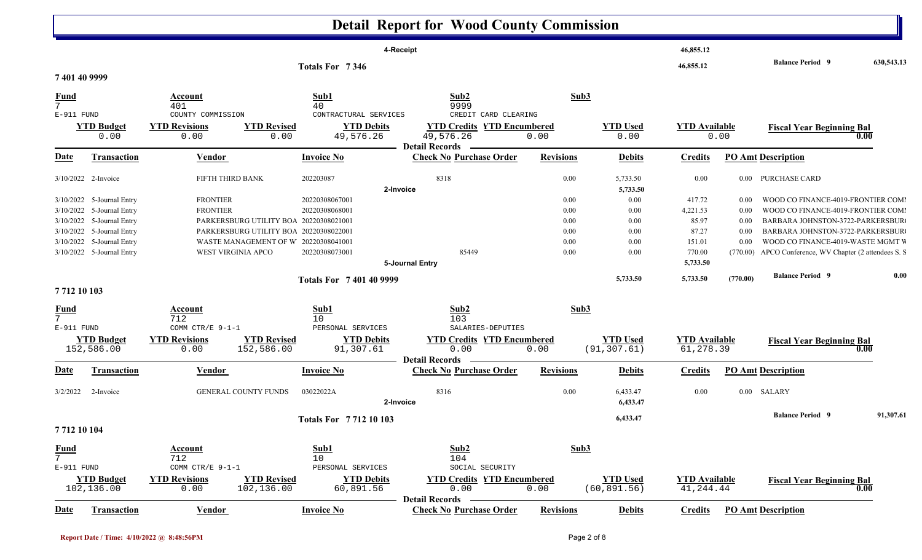# Detail Report for Wood County Commission

| | | | | |
|---|---|---|---|---|
| 4-Receipt | | 46,855.12 | | |
| Totals For 7 346 | | 46,855.12 | Balance Period 9 | 630,543.13 |

## 7 401 40 9999

| Fund | Account | Sub1 | Sub2 | Sub3 |
|---|---|---|---|---|
| 7 | 401 | 40 | 9999 | |
| E-911 FUND | COUNTY COMMISSION | CONTRACTUAL SERVICES | CREDIT CARD CLEARING | |

| YTD Budget | YTD Revisions | YTD Revised | YTD Debits | YTD Credits | YTD Encumbered | YTD Used | YTD Available | Fiscal Year Beginning Bal |
|---|---|---|---|---|---|---|---|---|
| 0.00 | 0.00 | 0.00 | 49,576.26 | 49,576.26 | 0.00 | 0.00 | 0.00 | 0.00 |

**Detail Records**

| Date | Transaction | Vendor | Invoice No | Check No | Purchase Order | Revisions | Debits | Credits | PO Amt | Description |
|---|---|---|---|---|---|---|---|---|---|---|
| 3/10/2022 | 2-Invoice | FIFTH THIRD BANK | 202203087 | 8318 | | 0.00 | 5,733.50 | 0.00 | 0.00 | PURCHASE CARD |
| | | | | 2-Invoice | | | 5,733.50 | | | |
| 3/10/2022 | 5-Journal Entry | FRONTIER | 20220308067001 | | | 0.00 | 0.00 | 417.72 | 0.00 | WOOD CO FINANCE-4019-FRONTIER COMI |
| 3/10/2022 | 5-Journal Entry | FRONTIER | 20220308068001 | | | 0.00 | 0.00 | 4,221.53 | 0.00 | WOOD CO FINANCE-4019-FRONTIER COMI |
| 3/10/2022 | 5-Journal Entry | PARKERSBURG UTILITY BOA | 20220308021001 | | | 0.00 | 0.00 | 85.97 | 0.00 | BARBARA JOHNSTON-3722-PARKERSBUR( |
| 3/10/2022 | 5-Journal Entry | PARKERSBURG UTILITY BOA | 20220308022001 | | | 0.00 | 0.00 | 87.27 | 0.00 | BARBARA JOHNSTON-3722-PARKERSBUR( |
| 3/10/2022 | 5-Journal Entry | WASTE MANAGEMENT OF W | 20220308041001 | | | 0.00 | 0.00 | 151.01 | 0.00 | WOOD CO FINANCE-4019-WASTE MGMT W |
| 3/10/2022 | 5-Journal Entry | WEST VIRGINIA APCO | 20220308073001 | 85449 | | 0.00 | 0.00 | 770.00 | (770.00) | APCO Conference, WV Chapter (2 attendees S. S |
| | | | | 5-Journal Entry | | | | 5,733.50 | | |
| | | | Totals For 7 401 40 9999 | | | | 5,733.50 | 5,733.50 | (770.00) | Balance Period 9 0.00 |

## 7 712 10 103

| Fund | Account | Sub1 | Sub2 | Sub3 |
|---|---|---|---|---|
| 7 | 712 | 10 | 103 | |
| E-911 FUND | COMM CTR/E 9-1-1 | PERSONAL SERVICES | SALARIES-DEPUTIES | |

| YTD Budget | YTD Revisions | YTD Revised | YTD Debits | YTD Credits | YTD Encumbered | YTD Used | YTD Available | Fiscal Year Beginning Bal |
|---|---|---|---|---|---|---|---|---|
| 152,586.00 | 0.00 | 152,586.00 | 91,307.61 | 0.00 | 0.00 | (91,307.61) | 61,278.39 | 0.00 |

**Detail Records**

| Date | Transaction | Vendor | Invoice No | Check No | Purchase Order | Revisions | Debits | Credits | PO Amt | Description |
|---|---|---|---|---|---|---|---|---|---|---|
| 3/2/2022 | 2-Invoice | GENERAL COUNTY FUNDS | 03022022A | 8316 | | 0.00 | 6,433.47 | 0.00 | 0.00 | SALARY |
| | | | | 2-Invoice | | | 6,433.47 | | | |
| | | | Totals For 7 712 10 103 | | | | 6,433.47 | | | Balance Period 9 91,307.61 |

## 7 712 10 104

| Fund | Account | Sub1 | Sub2 | Sub3 |
|---|---|---|---|---|
| 7 | 712 | 10 | 104 | |
| E-911 FUND | COMM CTR/E 9-1-1 | PERSONAL SERVICES | SOCIAL SECURITY | |

| YTD Budget | YTD Revisions | YTD Revised | YTD Debits | YTD Credits | YTD Encumbered | YTD Used | YTD Available | Fiscal Year Beginning Bal |
|---|---|---|---|---|---|---|---|---|
| 102,136.00 | 0.00 | 102,136.00 | 60,891.56 | 0.00 | 0.00 | (60,891.56) | 41,244.44 | 0.00 |

**Detail Records**

| Date | Transaction | Vendor | Invoice No | Check No | Purchase Order | Revisions | Debits | Credits | PO Amt | Description |
|---|---|---|---|---|---|---|---|---|---|---|

Report Date / Time: 4/10/2022 @ 8:48:56PM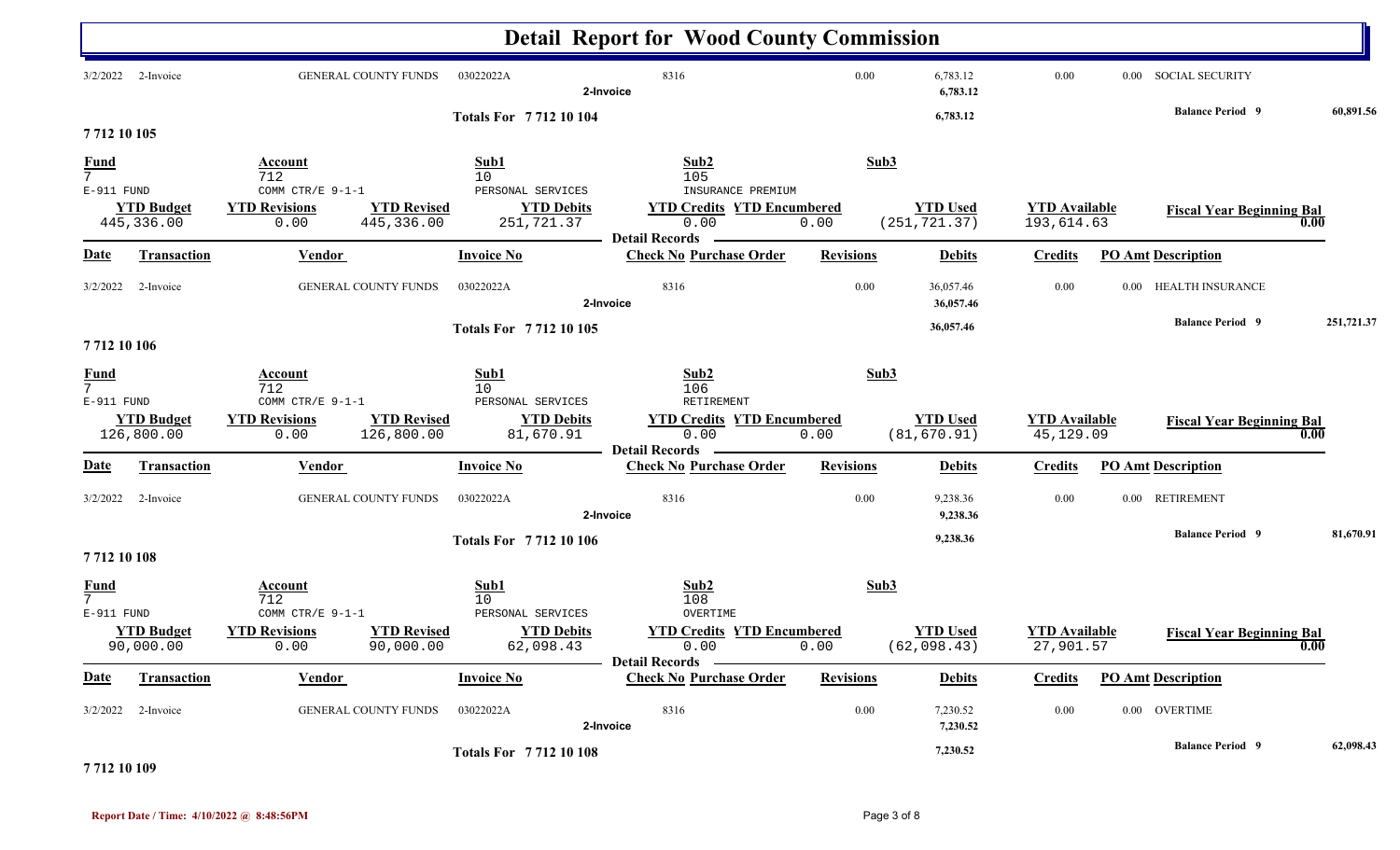# Detail Report for Wood County Commission

| Date | Transaction | Vendor | Invoice No | Check No | Purchase Order | Revisions | Debits | Credits | PO Amt | Description |
|---|---|---|---|---|---|---|---|---|---|---|
| 3/2/2022 | 2-Invoice | GENERAL COUNTY FUNDS | 03022022A | 8316 | | 0.00 | 6,783.12 | 0.00 | 0.00 | SOCIAL SECURITY |
| | 2-Invoice | | | | | | 6,783.12 | | | |

**Totals For 7 712 10 104** — 6,783.12 — **Balance Period 9** 60,891.56

## 7 712 10 105

| Fund | Account | Sub1 | Sub2 | Sub3 |
|---|---|---|---|---|
| 7 | 712 | 10 | 105 | |
| E-911 FUND | COMM CTR/E 9-1-1 | PERSONAL SERVICES | INSURANCE PREMIUM | |

| YTD Budget | YTD Revisions | YTD Revised | YTD Debits | YTD Credits | YTD Encumbered | YTD Used | YTD Available | Fiscal Year Beginning Bal |
|---|---|---|---|---|---|---|---|---|
| 445,336.00 | 0.00 | 445,336.00 | 251,721.37 | 0.00 | 0.00 | (251,721.37) | 193,614.63 | 0.00 |

**Detail Records**

| Date | Transaction | Vendor | Invoice No | Check No | Purchase Order | Revisions | Debits | Credits | PO Amt | Description |
|---|---|---|---|---|---|---|---|---|---|---|
| 3/2/2022 | 2-Invoice | GENERAL COUNTY FUNDS | 03022022A | 8316 | | 0.00 | 36,057.46 | 0.00 | 0.00 | HEALTH INSURANCE |
| | 2-Invoice | | | | | | 36,057.46 | | | |

**Totals For 7 712 10 105** — 36,057.46 — **Balance Period 9** 251,721.37

## 7 712 10 106

| Fund | Account | Sub1 | Sub2 | Sub3 |
|---|---|---|---|---|
| 7 | 712 | 10 | 106 | |
| E-911 FUND | COMM CTR/E 9-1-1 | PERSONAL SERVICES | RETIREMENT | |

| YTD Budget | YTD Revisions | YTD Revised | YTD Debits | YTD Credits | YTD Encumbered | YTD Used | YTD Available | Fiscal Year Beginning Bal |
|---|---|---|---|---|---|---|---|---|
| 126,800.00 | 0.00 | 126,800.00 | 81,670.91 | 0.00 | 0.00 | (81,670.91) | 45,129.09 | 0.00 |

**Detail Records**

| Date | Transaction | Vendor | Invoice No | Check No | Purchase Order | Revisions | Debits | Credits | PO Amt | Description |
|---|---|---|---|---|---|---|---|---|---|---|
| 3/2/2022 | 2-Invoice | GENERAL COUNTY FUNDS | 03022022A | 8316 | | 0.00 | 9,238.36 | 0.00 | 0.00 | RETIREMENT |
| | 2-Invoice | | | | | | 9,238.36 | | | |

**Totals For 7 712 10 106** — 9,238.36 — **Balance Period 9** 81,670.91

## 7 712 10 108

| Fund | Account | Sub1 | Sub2 | Sub3 |
|---|---|---|---|---|
| 7 | 712 | 10 | 108 | |
| E-911 FUND | COMM CTR/E 9-1-1 | PERSONAL SERVICES | OVERTIME | |

| YTD Budget | YTD Revisions | YTD Revised | YTD Debits | YTD Credits | YTD Encumbered | YTD Used | YTD Available | Fiscal Year Beginning Bal |
|---|---|---|---|---|---|---|---|---|
| 90,000.00 | 0.00 | 90,000.00 | 62,098.43 | 0.00 | 0.00 | (62,098.43) | 27,901.57 | 0.00 |

**Detail Records**

| Date | Transaction | Vendor | Invoice No | Check No | Purchase Order | Revisions | Debits | Credits | PO Amt | Description |
|---|---|---|---|---|---|---|---|---|---|---|
| 3/2/2022 | 2-Invoice | GENERAL COUNTY FUNDS | 03022022A | 8316 | | 0.00 | 7,230.52 | 0.00 | 0.00 | OVERTIME |
| | 2-Invoice | | | | | | 7,230.52 | | | |

**Totals For 7 712 10 108** — 7,230.52 — **Balance Period 9** 62,098.43

## 7 712 10 109

**Report Date / Time: 4/10/2022 @ 8:48:56PM**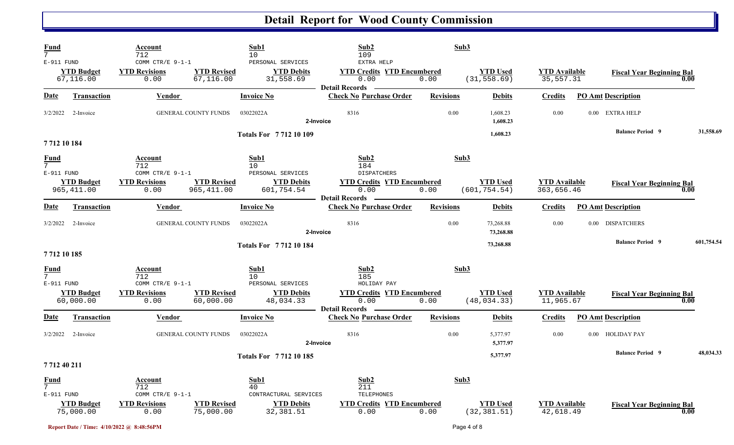# Detail Report for Wood County Commission

| Fund | Account | | Sub1 | Sub2 | | Sub3 | | |
|---|---|---|---|---|---|---|---|---|
| 7 | 712 | | 10 | 109 | | | | |
| E-911 FUND | COMM CTR/E 9-1-1 | | PERSONAL SERVICES | EXTRA HELP | | | | |
| **YTD Budget** | **YTD Revisions** | **YTD Revised** | **YTD Debits** | **YTD Credits** | **YTD Encumbered** | **YTD Used** | **YTD Available** | **Fiscal Year Beginning Bal** |
| 67,116.00 | 0.00 | 67,116.00 | 31,558.69 | 0.00 | 0.00 | (31,558.69) | 35,557.31 | 0.00 |

**Detail Records**

| Date | Transaction | Vendor | Invoice No | Check No | Purchase Order | Revisions | Debits | Credits | PO Amt | Description |
|---|---|---|---|---|---|---|---|---|---|---|
| 3/2/2022 | 2-Invoice | GENERAL COUNTY FUNDS | 03022022A | 8316 | | 0.00 | 1,608.23 | 0.00 | 0.00 | EXTRA HELP |
| | | | | 2-Invoice | | | 1,608.23 | | | |
| | | | Totals For 7 712 10 109 | | | | 1,608.23 | | | Balance Period 9 — 31,558.69 |

**7 712 10 184**

| Fund | Account | | Sub1 | Sub2 | | Sub3 | | |
|---|---|---|---|---|---|---|---|---|
| 7 | 712 | | 10 | 184 | | | | |
| E-911 FUND | COMM CTR/E 9-1-1 | | PERSONAL SERVICES | DISPATCHERS | | | | |
| **YTD Budget** | **YTD Revisions** | **YTD Revised** | **YTD Debits** | **YTD Credits** | **YTD Encumbered** | **YTD Used** | **YTD Available** | **Fiscal Year Beginning Bal** |
| 965,411.00 | 0.00 | 965,411.00 | 601,754.54 | 0.00 | 0.00 | (601,754.54) | 363,656.46 | 0.00 |

**Detail Records**

| Date | Transaction | Vendor | Invoice No | Check No | Purchase Order | Revisions | Debits | Credits | PO Amt | Description |
|---|---|---|---|---|---|---|---|---|---|---|
| 3/2/2022 | 2-Invoice | GENERAL COUNTY FUNDS | 03022022A | 8316 | | 0.00 | 73,268.88 | 0.00 | 0.00 | DISPATCHERS |
| | | | | 2-Invoice | | | 73,268.88 | | | |
| | | | Totals For 7 712 10 184 | | | | 73,268.88 | | | Balance Period 9 — 601,754.54 |

**7 712 10 185**

| Fund | Account | | Sub1 | Sub2 | | Sub3 | | |
|---|---|---|---|---|---|---|---|---|
| 7 | 712 | | 10 | 185 | | | | |
| E-911 FUND | COMM CTR/E 9-1-1 | | PERSONAL SERVICES | HOLIDAY PAY | | | | |
| **YTD Budget** | **YTD Revisions** | **YTD Revised** | **YTD Debits** | **YTD Credits** | **YTD Encumbered** | **YTD Used** | **YTD Available** | **Fiscal Year Beginning Bal** |
| 60,000.00 | 0.00 | 60,000.00 | 48,034.33 | 0.00 | 0.00 | (48,034.33) | 11,965.67 | 0.00 |

**Detail Records**

| Date | Transaction | Vendor | Invoice No | Check No | Purchase Order | Revisions | Debits | Credits | PO Amt | Description |
|---|---|---|---|---|---|---|---|---|---|---|
| 3/2/2022 | 2-Invoice | GENERAL COUNTY FUNDS | 03022022A | 8316 | | 0.00 | 5,377.97 | 0.00 | 0.00 | HOLIDAY PAY |
| | | | | 2-Invoice | | | 5,377.97 | | | |
| | | | Totals For 7 712 10 185 | | | | 5,377.97 | | | Balance Period 9 — 48,034.33 |

**7 712 40 211**

| Fund | Account | | Sub1 | Sub2 | | Sub3 | | |
|---|---|---|---|---|---|---|---|---|
| 7 | 712 | | 40 | 211 | | | | |
| E-911 FUND | COMM CTR/E 9-1-1 | | CONTRACTURAL SERVICES | TELEPHONES | | | | |
| **YTD Budget** | **YTD Revisions** | **YTD Revised** | **YTD Debits** | **YTD Credits** | **YTD Encumbered** | **YTD Used** | **YTD Available** | **Fiscal Year Beginning Bal** |
| 75,000.00 | 0.00 | 75,000.00 | 32,381.51 | 0.00 | 0.00 | (32,381.51) | 42,618.49 | 0.00 |

Report Date / Time: 4/10/2022 @ 8:48:56PM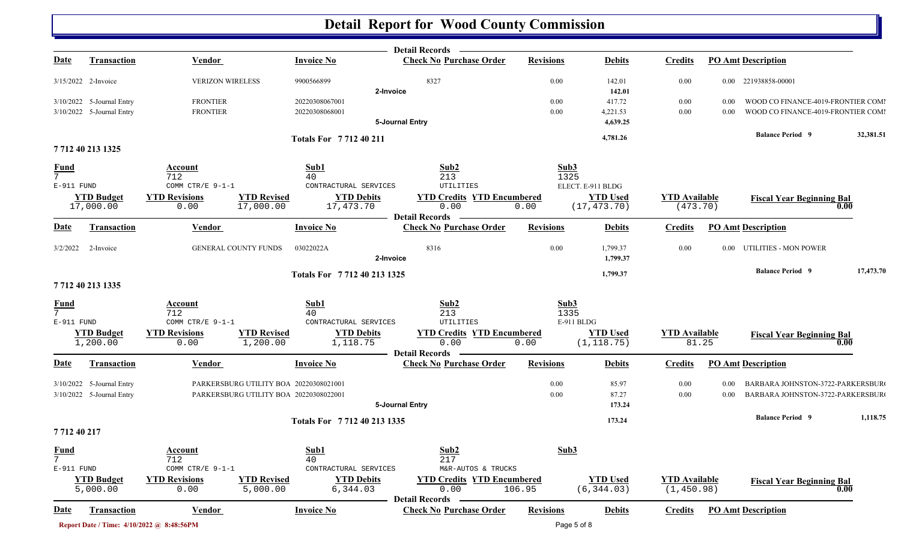# Detail Report for Wood County Commission

**Detail Records**

| Date | Transaction | Vendor | Invoice No | Check No | Purchase Order | Revisions | Debits | Credits | PO Amt | Description |
|---|---|---|---|---|---|---|---|---|---|---|
| 3/15/2022 | 2-Invoice | VERIZON WIRELESS | 9900566899 | 8327 | | 0.00 | 142.01 | 0.00 | 0.00 | 221938858-00001 |
| | | | | **2-Invoice** | | | **142.01** | | | |
| 3/10/2022 | 5-Journal Entry | FRONTIER | 20220308067001 | | | 0.00 | 417.72 | 0.00 | 0.00 | WOOD CO FINANCE-4019-FRONTIER COMI |
| 3/10/2022 | 5-Journal Entry | FRONTIER | 20220308068001 | | | 0.00 | 4,221.53 | 0.00 | 0.00 | WOOD CO FINANCE-4019-FRONTIER COMI |
| | | | | **5-Journal Entry** | | | **4,639.25** | | | |

**Totals For 7 712 40 211** — **4,781.26** — **Balance Period 9** 32,381.51

## 7 712 40 213 1325

| Fund | Account | Sub1 | Sub2 | Sub3 |
|---|---|---|---|---|
| 7 | 712 | 40 | 213 | 1325 |
| E-911 FUND | COMM CTR/E 9-1-1 | CONTRACTURAL SERVICES | UTILITIES | ELECT. E-911 BLDG |

| YTD Budget | YTD Revisions | YTD Revised | YTD Debits | YTD Credits | YTD Encumbered | YTD Used | YTD Available | Fiscal Year Beginning Bal |
|---|---|---|---|---|---|---|---|---|
| 17,000.00 | 0.00 | 17,000.00 | 17,473.70 | 0.00 | 0.00 | (17,473.70) | (473.70) | 0.00 |

**Detail Records**

| Date | Transaction | Vendor | Invoice No | Check No | Purchase Order | Revisions | Debits | Credits | PO Amt | Description |
|---|---|---|---|---|---|---|---|---|---|---|
| 3/2/2022 | 2-Invoice | GENERAL COUNTY FUNDS | 03022022A | 8316 | | 0.00 | 1,799.37 | 0.00 | 0.00 | UTILITIES - MON POWER |
| | | | | **2-Invoice** | | | **1,799.37** | | | |

**Totals For 7 712 40 213 1325** — **1,799.37** — **Balance Period 9** 17,473.70

## 7 712 40 213 1335

| Fund | Account | Sub1 | Sub2 | Sub3 |
|---|---|---|---|---|
| 7 | 712 | 40 | 213 | 1335 |
| E-911 FUND | COMM CTR/E 9-1-1 | CONTRACTURAL SERVICES | UTILITIES | E-911 BLDG |

| YTD Budget | YTD Revisions | YTD Revised | YTD Debits | YTD Credits | YTD Encumbered | YTD Used | YTD Available | Fiscal Year Beginning Bal |
|---|---|---|---|---|---|---|---|---|
| 1,200.00 | 0.00 | 1,200.00 | 1,118.75 | 0.00 | 0.00 | (1,118.75) | 81.25 | 0.00 |

**Detail Records**

| Date | Transaction | Vendor | Invoice No | Check No | Purchase Order | Revisions | Debits | Credits | PO Amt | Description |
|---|---|---|---|---|---|---|---|---|---|---|
| 3/10/2022 | 5-Journal Entry | PARKERSBURG UTILITY BOA | 20220308021001 | | | 0.00 | 85.97 | 0.00 | 0.00 | BARBARA JOHNSTON-3722-PARKERSBUR( |
| 3/10/2022 | 5-Journal Entry | PARKERSBURG UTILITY BOA | 20220308022001 | | | 0.00 | 87.27 | 0.00 | 0.00 | BARBARA JOHNSTON-3722-PARKERSBUR( |
| | | | | **5-Journal Entry** | | | **173.24** | | | |

**Totals For 7 712 40 213 1335** — **173.24** — **Balance Period 9** 1,118.75

## 7 712 40 217

| Fund | Account | Sub1 | Sub2 | Sub3 |
|---|---|---|---|---|
| 7 | 712 | 40 | 217 | |
| E-911 FUND | COMM CTR/E 9-1-1 | CONTRACTURAL SERVICES | M&R-AUTOS & TRUCKS | |

| YTD Budget | YTD Revisions | YTD Revised | YTD Debits | YTD Credits | YTD Encumbered | YTD Used | YTD Available | Fiscal Year Beginning Bal |
|---|---|---|---|---|---|---|---|---|
| 5,000.00 | 0.00 | 5,000.00 | 6,344.03 | 0.00 | 106.95 | (6,344.03) | (1,450.98) | 0.00 |

**Detail Records**

| Date | Transaction | Vendor | Invoice No | Check No | Purchase Order | Revisions | Debits | Credits | PO Amt | Description |
|---|---|---|---|---|---|---|---|---|---|---|

Report Date / Time: 4/10/2022 @ 8:48:56PM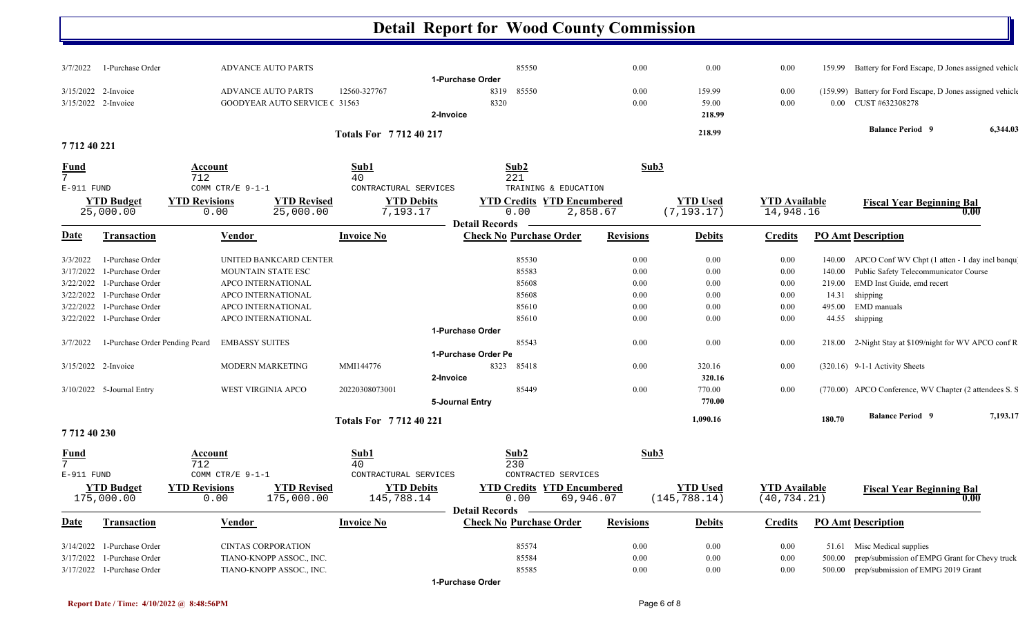# Detail Report for Wood County Commission

| Date | Transaction | Vendor | Invoice No | Check No | Purchase Order | Revisions | Debits | Credits | PO Amt | Description |
|---|---|---|---|---|---|---|---|---|---|---|
| 3/7/2022 | 1-Purchase Order | ADVANCE AUTO PARTS | | | 85550 | 0.00 | 0.00 | 0.00 | 159.99 | Battery for Ford Escape, D Jones assigned vehicle |
| | | | | | **1-Purchase Order** | | | | | |
| 3/15/2022 | 2-Invoice | ADVANCE AUTO PARTS | 12560-327767 | 8319 | 85550 | 0.00 | 159.99 | 0.00 | (159.99) | Battery for Ford Escape, D Jones assigned vehicle |
| 3/15/2022 | 2-Invoice | GOODYEAR AUTO SERVICE C | 31563 | 8320 | | 0.00 | 59.00 | 0.00 | 0.00 | CUST #632308278 |
| | | | | | **2-Invoice** | | **218.99** | | | |
| | | | **Totals For 7 712 40 217** | | | | **218.99** | | | **Balance Period 9** 6,344.03 |

## 7 712 40 221

| Fund | Account | Sub1 | Sub2 | Sub3 |
|---|---|---|---|---|
| 7 | 712 | 40 | 221 | |
| E-911 FUND | COMM CTR/E 9-1-1 | CONTRACTURAL SERVICES | TRAINING & EDUCATION | |

| YTD Budget | YTD Revisions | YTD Revised | YTD Debits | YTD Credits | YTD Encumbered | YTD Used | YTD Available | Fiscal Year Beginning Bal |
|---|---|---|---|---|---|---|---|---|
| 25,000.00 | 0.00 | 25,000.00 | 7,193.17 | 0.00 | 2,858.67 | (7,193.17) | 14,948.16 | 0.00 |

**Detail Records**

| Date | Transaction | Vendor | Invoice No | Check No | Purchase Order | Revisions | Debits | Credits | PO Amt | Description |
|---|---|---|---|---|---|---|---|---|---|---|
| 3/3/2022 | 1-Purchase Order | UNITED BANKCARD CENTER | | | 85530 | 0.00 | 0.00 | 0.00 | 140.00 | APCO Conf WV Chpt (1 atten - 1 day incl banqu |
| 3/17/2022 | 1-Purchase Order | MOUNTAIN STATE ESC | | | 85583 | 0.00 | 0.00 | 0.00 | 140.00 | Public Safety Telecommunicator Course |
| 3/22/2022 | 1-Purchase Order | APCO INTERNATIONAL | | | 85608 | 0.00 | 0.00 | 0.00 | 219.00 | EMD Inst Guide, emd recert |
| 3/22/2022 | 1-Purchase Order | APCO INTERNATIONAL | | | 85608 | 0.00 | 0.00 | 0.00 | 14.31 | shipping |
| 3/22/2022 | 1-Purchase Order | APCO INTERNATIONAL | | | 85610 | 0.00 | 0.00 | 0.00 | 495.00 | EMD manuals |
| 3/22/2022 | 1-Purchase Order | APCO INTERNATIONAL | | | 85610 | 0.00 | 0.00 | 0.00 | 44.55 | shipping |
| | | | | | **1-Purchase Order** | | | | | |
| 3/7/2022 | 1-Purchase Order Pending Pcard | EMBASSY SUITES | | | 85543 | 0.00 | 0.00 | 0.00 | 218.00 | 2-Night Stay at $109/night for WV APCO conf R |
| | | | | | **1-Purchase Order Pe** | | | | | |
| 3/15/2022 | 2-Invoice | MODERN MARKETING | MMI144776 | 8323 | 85418 | 0.00 | 320.16 | 0.00 | (320.16) | 9-1-1 Activity Sheets |
| | | | | | **2-Invoice** | | **320.16** | | | |
| 3/10/2022 | 5-Journal Entry | WEST VIRGINIA APCO | 20220308073001 | | 85449 | 0.00 | 770.00 | 0.00 | (770.00) | APCO Conference, WV Chapter (2 attendees S. S |
| | | | | | **5-Journal Entry** | | **770.00** | | | |
| | | | **Totals For 7 712 40 221** | | | | **1,090.16** | | **180.70** | **Balance Period 9** 7,193.17 |

## 7 712 40 230

| Fund | Account | Sub1 | Sub2 | Sub3 |
|---|---|---|---|---|
| 7 | 712 | 40 | 230 | |
| E-911 FUND | COMM CTR/E 9-1-1 | CONTRACTURAL SERVICES | CONTRACTED SERVICES | |

| YTD Budget | YTD Revisions | YTD Revised | YTD Debits | YTD Credits | YTD Encumbered | YTD Used | YTD Available | Fiscal Year Beginning Bal |
|---|---|---|---|---|---|---|---|---|
| 175,000.00 | 0.00 | 175,000.00 | 145,788.14 | 0.00 | 69,946.07 | (145,788.14) | (40,734.21) | 0.00 |

**Detail Records**

| Date | Transaction | Vendor | Invoice No | Check No | Purchase Order | Revisions | Debits | Credits | PO Amt | Description |
|---|---|---|---|---|---|---|---|---|---|---|
| 3/14/2022 | 1-Purchase Order | CINTAS CORPORATION | | | 85574 | 0.00 | 0.00 | 0.00 | 51.61 | Misc Medical supplies |
| 3/17/2022 | 1-Purchase Order | TIANO-KNOPP ASSOC., INC. | | | 85584 | 0.00 | 0.00 | 0.00 | 500.00 | prep/submission of EMPG Grant for Chevy truck |
| 3/17/2022 | 1-Purchase Order | TIANO-KNOPP ASSOC., INC. | | | 85585 | 0.00 | 0.00 | 0.00 | 500.00 | prep/submission of EMPG 2019 Grant |
| | | | | | **1-Purchase Order** | | | | | |

Report Date / Time: 4/10/2022 @ 8:48:56PM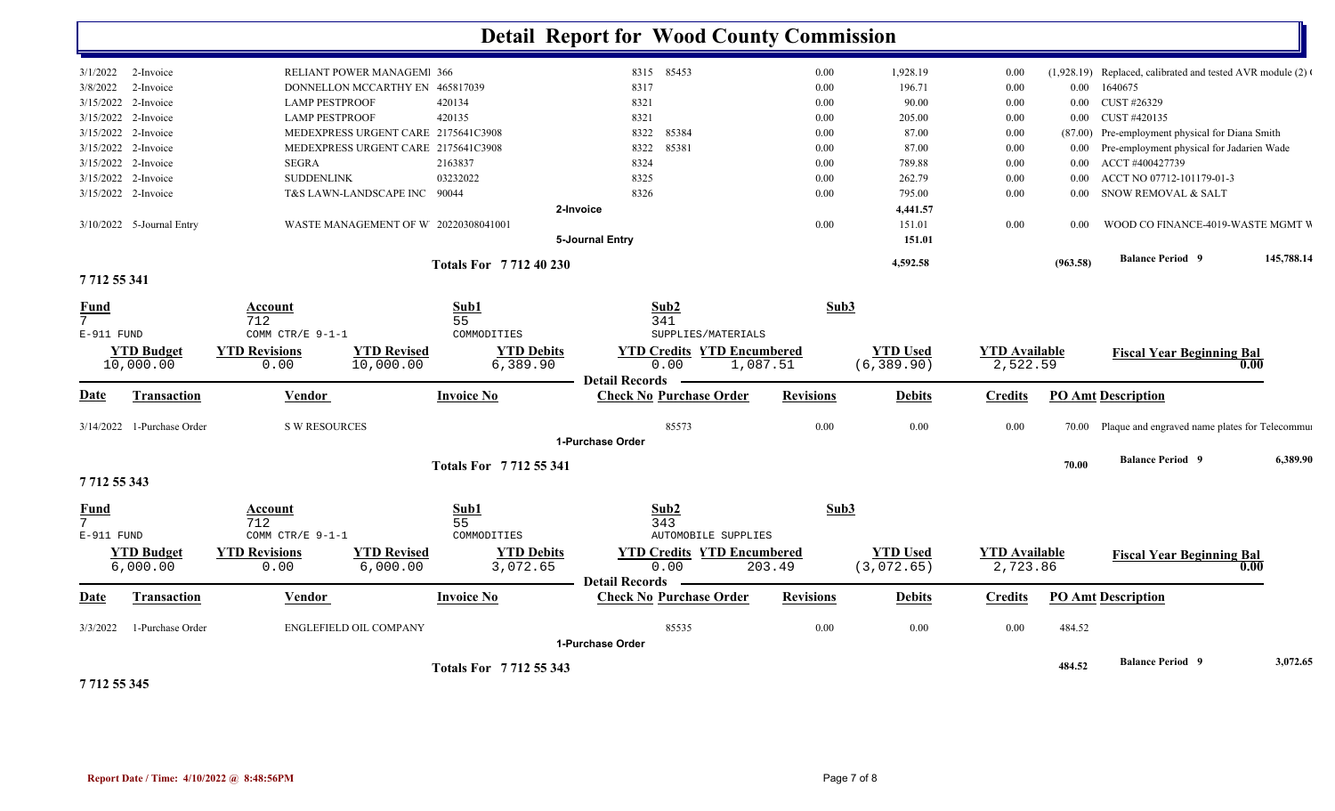# Detail Report for Wood County Commission

| Date | Transaction | Vendor | Invoice No | Check No | Purchase Order | Revisions | Debits | Credits | PO Amt | Description |
|---|---|---|---|---|---|---|---|---|---|---|
| 3/1/2022 | 2-Invoice | RELIANT POWER MANAGEMI | 366 | 8315 | 85453 | 0.00 | 1,928.19 | 0.00 | (1,928.19) | Replaced, calibrated and tested AVR module (2) ( |
| 3/8/2022 | 2-Invoice | DONNELLON MCCARTHY EN | 465817039 | 8317 | | 0.00 | 196.71 | 0.00 | 0.00 | 1640675 |
| 3/15/2022 | 2-Invoice | LAMP PESTPROOF | 420134 | 8321 | | 0.00 | 90.00 | 0.00 | 0.00 | CUST #26329 |
| 3/15/2022 | 2-Invoice | LAMP PESTPROOF | 420135 | 8321 | | 0.00 | 205.00 | 0.00 | 0.00 | CUST #420135 |
| 3/15/2022 | 2-Invoice | MEDEXPRESS URGENT CARE | 2175641C3908 | 8322 | 85384 | 0.00 | 87.00 | 0.00 | (87.00) | Pre-employment physical for Diana Smith |
| 3/15/2022 | 2-Invoice | MEDEXPRESS URGENT CARE | 2175641C3908 | 8322 | 85381 | 0.00 | 87.00 | 0.00 | 0.00 | Pre-employment physical for Jadarien Wade |
| 3/15/2022 | 2-Invoice | SEGRA | 2163837 | 8324 | | 0.00 | 789.88 | 0.00 | 0.00 | ACCT #400427739 |
| 3/15/2022 | 2-Invoice | SUDDENLINK | 03232022 | 8325 | | 0.00 | 262.79 | 0.00 | 0.00 | ACCT NO 07712-101179-01-3 |
| 3/15/2022 | 2-Invoice | T&S LAWN-LANDSCAPE INC | 90044 | 8326 | | 0.00 | 795.00 | 0.00 | 0.00 | SNOW REMOVAL & SALT |
| | | | **2-Invoice** | | | | 4,441.57 | | | |
| 3/10/2022 | 5-Journal Entry | WASTE MANAGEMENT OF W | 20220308041001 | | | 0.00 | 151.01 | 0.00 | 0.00 | WOOD CO FINANCE-4019-WASTE MGMT W |
| | | | **5-Journal Entry** | | | | 151.01 | | | |
| | | | **Totals For 7 712 40 230** | | | | 4,592.58 | | (963.58) | **Balance Period 9** 145,788.14 |

## 7 712 55 341

| Fund | Account | Sub1 | Sub2 | Sub3 |
|---|---|---|---|---|
| 7 | 712 | 55 | 341 | |
| E-911 FUND | COMM CTR/E 9-1-1 | COMMODITIES | SUPPLIES/MATERIALS | |

| YTD Budget | YTD Revisions | YTD Revised | YTD Debits | YTD Credits | YTD Encumbered | YTD Used | YTD Available | Fiscal Year Beginning Bal |
|---|---|---|---|---|---|---|---|---|
| 10,000.00 | 0.00 | 10,000.00 | 6,389.90 | 0.00 | 1,087.51 | (6,389.90) | 2,522.59 | 0.00 |

| Date | Transaction | Vendor | Invoice No | Check No | Purchase Order | Revisions | Debits | Credits | PO Amt | Description |
|---|---|---|---|---|---|---|---|---|---|---|
| 3/14/2022 | 1-Purchase Order | S W RESOURCES | | | 85573 | 0.00 | 0.00 | 0.00 | 70.00 | Plaque and engraved name plates for Telecommu |
| | | | **1-Purchase Order** | | | | | | | |
| | | | **Totals For 7 712 55 341** | | | | | | 70.00 | **Balance Period 9** 6,389.90 |

## 7 712 55 343

| Fund | Account | Sub1 | Sub2 | Sub3 |
|---|---|---|---|---|
| 7 | 712 | 55 | 343 | |
| E-911 FUND | COMM CTR/E 9-1-1 | COMMODITIES | AUTOMOBILE SUPPLIES | |

| YTD Budget | YTD Revisions | YTD Revised | YTD Debits | YTD Credits | YTD Encumbered | YTD Used | YTD Available | Fiscal Year Beginning Bal |
|---|---|---|---|---|---|---|---|---|
| 6,000.00 | 0.00 | 6,000.00 | 3,072.65 | 0.00 | 203.49 | (3,072.65) | 2,723.86 | 0.00 |

| Date | Transaction | Vendor | Invoice No | Check No | Purchase Order | Revisions | Debits | Credits | PO Amt | Description |
|---|---|---|---|---|---|---|---|---|---|---|
| 3/3/2022 | 1-Purchase Order | ENGLEFIELD OIL COMPANY | | | 85535 | 0.00 | 0.00 | 0.00 | 484.52 | |
| | | | **1-Purchase Order** | | | | | | | |
| | | | **Totals For 7 712 55 343** | | | | | | 484.52 | **Balance Period 9** 3,072.65 |

## 7 712 55 345

**Report Date / Time: 4/10/2022 @ 8:48:56PM**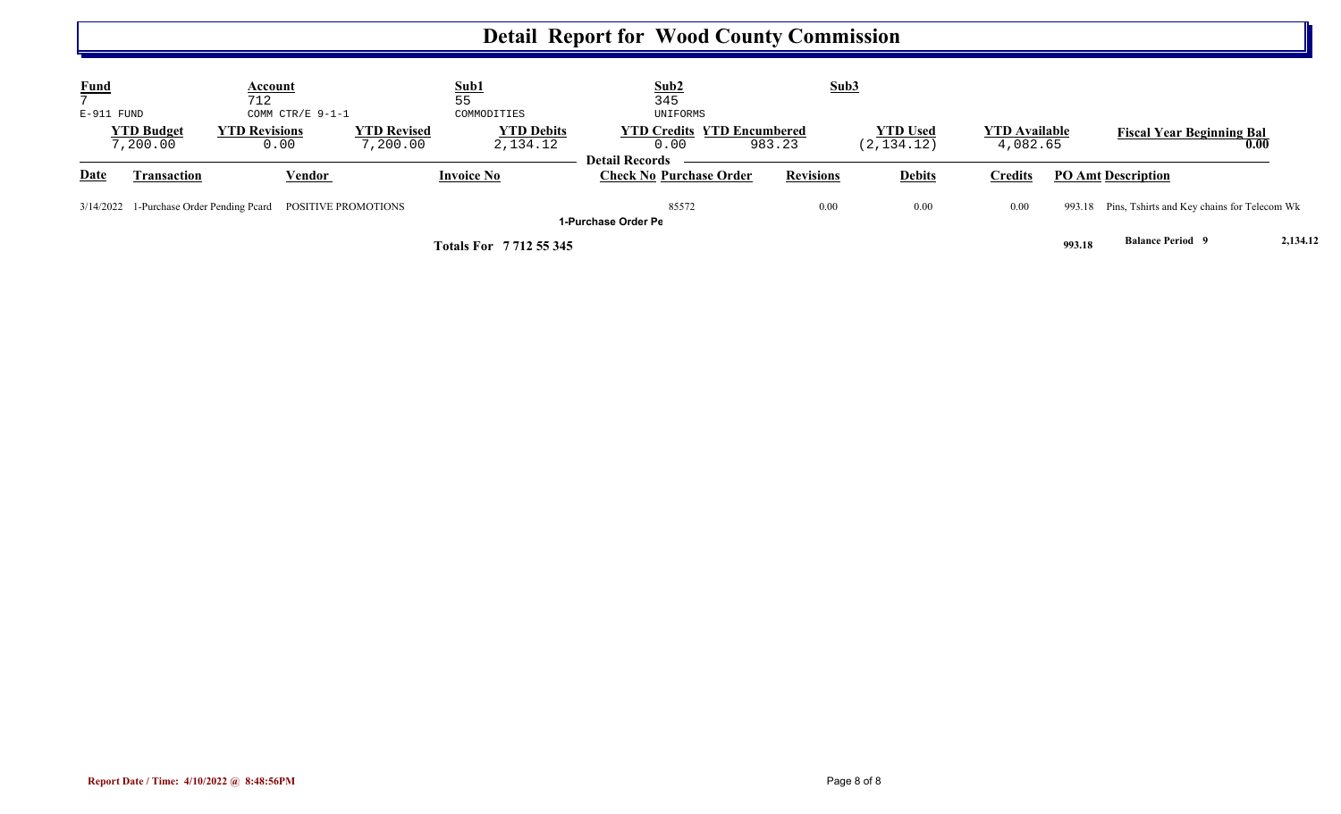# Detail Report for Wood County Commission

| Fund | Account | | Sub1 | Sub2 | | Sub3 |
|---|---|---|---|---|---|---|
| 7 | 712 | | 55 | 345 | | |
| E-911 FUND | COMM CTR/E 9-1-1 | | COMMODITIES | UNIFORMS | | |

| YTD Budget | YTD Revisions | YTD Revised | YTD Debits | YTD Credits | YTD Encumbered | YTD Used | YTD Available | Fiscal Year Beginning Bal |
|---|---|---|---|---|---|---|---|---|
| 7,200.00 | 0.00 | 7,200.00 | 2,134.12 | 0.00 | 983.23 | (2,134.12) | 4,082.65 | 0.00 |

**Detail Records**

| Date | Transaction | Vendor | Invoice No | Check No | Purchase Order | Revisions | Debits | Credits | PO Amt | Description |
|---|---|---|---|---|---|---|---|---|---|---|
| 3/14/2022 | 1-Purchase Order Pending Pcard | POSITIVE PROMOTIONS | | | 85572<br>1-Purchase Order Pe | 0.00 | 0.00 | 0.00 | 993.18 | Pins, Tshirts and Key chains for Telecom Wk |

**Totals For 7 712 55 345** **993.18** **Balance Period 9** **2,134.12**

**Report Date / Time: 4/10/2022 @ 8:48:56PM**